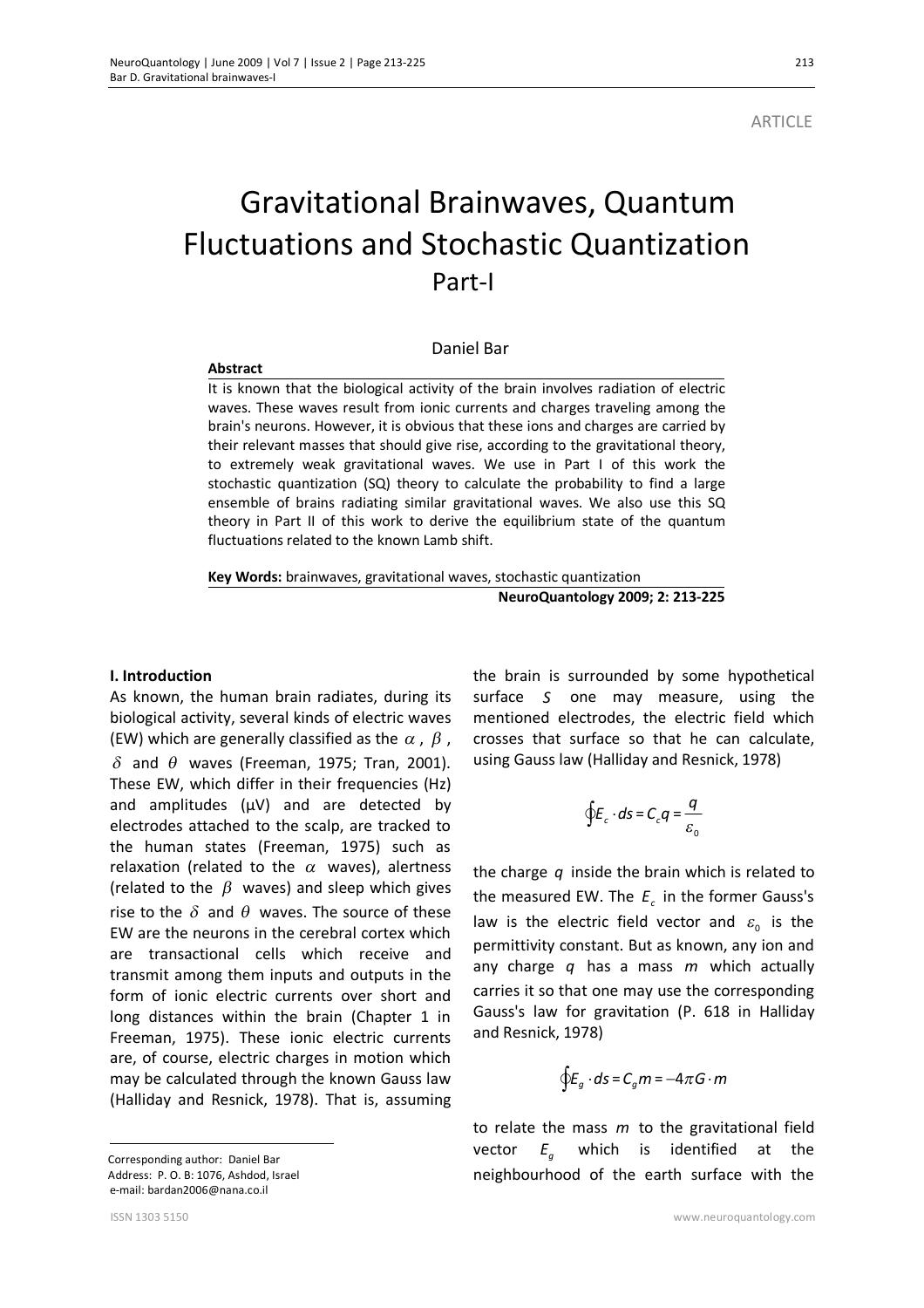ARTICLE

# Gravitational Brainwaves, Quantum Fluctuations and Stochastic Quantization Part-I

Daniel Bar

**Abstract**

It is known that the biological activity of the brain involves radiation of electric waves. These waves result from ionic currents and charges traveling among the brain's neurons. However, it is obvious that these ions and charges are carried by their relevant masses that should give rise, according to the gravitational theory, to extremely weak gravitational waves. We use in Part I of this work the stochastic quantization (SQ) theory to calculate the probability to find a large ensemble of brains radiating similar gravitational waves. We also use this SQ theory in Part II of this work to derive the equilibrium state of the quantum fluctuations related to the known Lamb shift.

**Key Words:** brainwaves, gravitational waves, stochastic quantization

**NeuroQuantology 2009; 2: 213-225**

## I. Introduction

As known, the human brain radiates, during its biological activity, several kinds of electric waves (EW) which are generally classified as the $\alpha$, $\beta$, $\delta$ and $\theta$ waves (Freeman, 1975; Tran, 2001). These EW, which differ in their frequencies (Hz) and amplitudes (μV) and are detected by electrodes attached to the scalp, are tracked to the human states (Freeman, 1975) such as relaxation (related to the $\alpha$ waves), alertness (related to the $\beta$ waves) and sleep which gives rise to the $\delta$ and $\theta$ waves. The source of these EW are the neurons in the cerebral cortex which are transactional cells which receive and transmit among them inputs and outputs in the form of ionic electric currents over short and long distances within the brain (Chapter 1 in Freeman, 1975). These ionic electric currents are, of course, electric charges in motion which may be calculated through the known Gauss law (Halliday and Resnick, 1978). That is, assuming the brain is surrounded by some hypothetical surface $S$ one may measure, using the mentioned electrodes, the electric field which crosses that surface so that he can calculate, using Gauss law (Halliday and Resnick, 1978)

$$\oint E_c \cdot ds = C_c q = \frac{q}{\varepsilon_0}$$

the charge $q$ inside the brain which is related to the measured EW. The $E_c$ in the former Gauss's law is the electric field vector and $\varepsilon_0$ is the permittivity constant. But as known, any ion and any charge $q$ has a mass $m$ which actually carries it so that one may use the corresponding Gauss's law for gravitation (P. 618 in Halliday and Resnick, 1978)

$$\oint E_g \cdot ds = C_g m = -4\pi G \cdot m$$

to relate the mass $m$ to the gravitational field vector $E_g$ which is identified at the neighbourhood of the earth surface with the

Corresponding author: Daniel Bar
Address: P. O. B: 1076, Ashdod, Israel
e-mail: bardan2006@nana.co.il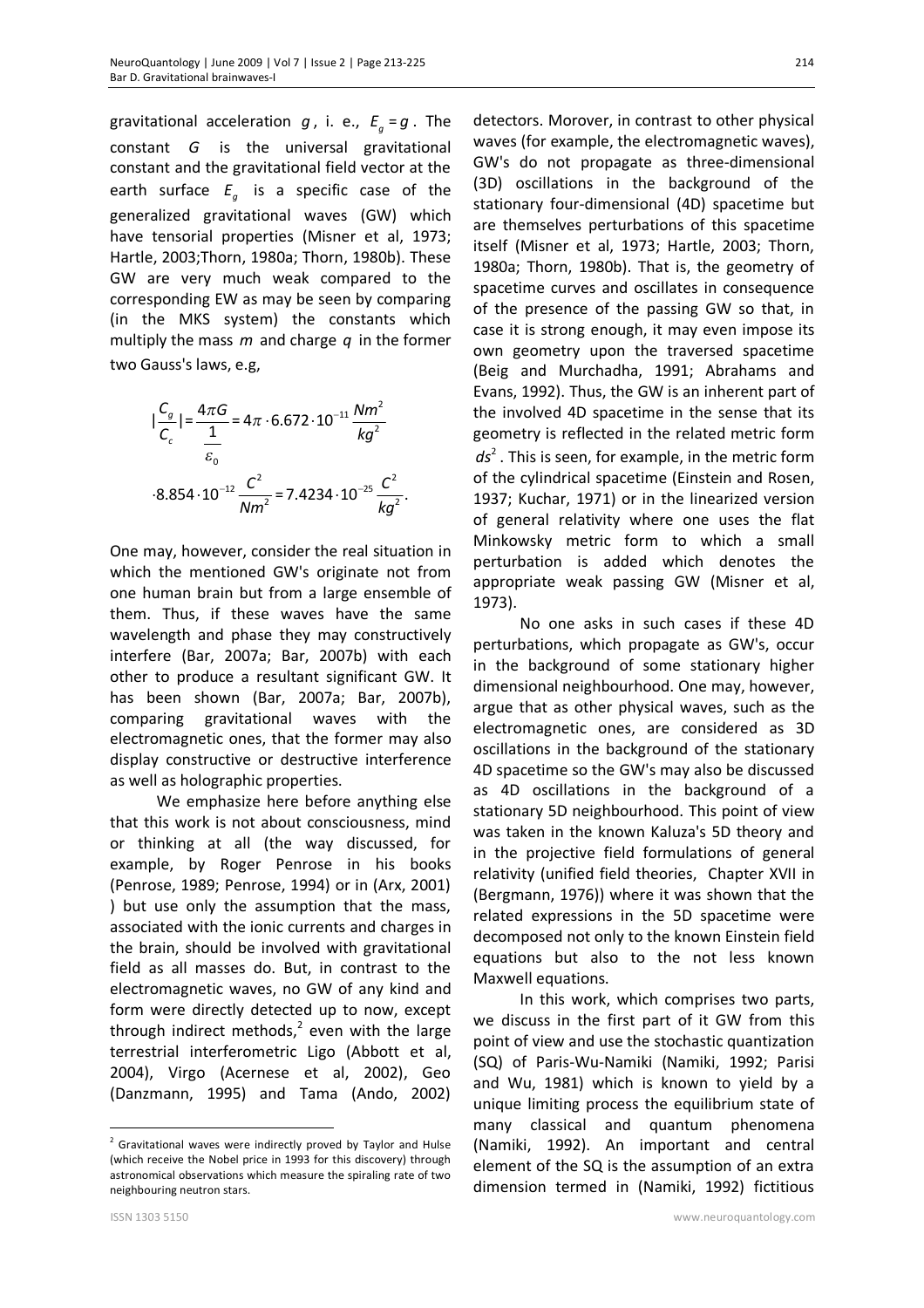gravitational acceleration $g$, i. e., $E_g = g$. The constant $G$ is the universal gravitational constant and the gravitational field vector at the earth surface $E_g$ is a specific case of the generalized gravitational waves (GW) which have tensorial properties (Misner et al, 1973; Hartle, 2003;Thorn, 1980a; Thorn, 1980b). These GW are very much weak compared to the corresponding EW as may be seen by comparing (in the MKS system) the constants which multiply the mass $m$ and charge $q$ in the former two Gauss's laws, e.g,

$$|\frac{C_g}{C_c}| = \frac{4\pi G}{\frac{1}{\varepsilon_0}} = 4\pi \cdot 6.672 \cdot 10^{-11} \frac{Nm^2}{kg^2}$$

$$\cdot 8.854 \cdot 10^{-12} \frac{C^2}{Nm^2} = 7.4234 \cdot 10^{-25} \frac{C^2}{kg^2}.$$

One may, however, consider the real situation in which the mentioned GW's originate not from one human brain but from a large ensemble of them. Thus, if these waves have the same wavelength and phase they may constructively interfere (Bar, 2007a; Bar, 2007b) with each other to produce a resultant significant GW. It has been shown (Bar, 2007a; Bar, 2007b), comparing gravitational waves with the electromagnetic ones, that the former may also display constructive or destructive interference as well as holographic properties.

We emphasize here before anything else that this work is not about consciousness, mind or thinking at all (the way discussed, for example, by Roger Penrose in his books (Penrose, 1989; Penrose, 1994) or in (Arx, 2001) ) but use only the assumption that the mass, associated with the ionic currents and charges in the brain, should be involved with gravitational field as all masses do. But, in contrast to the electromagnetic waves, no GW of any kind and form were directly detected up to now, except through indirect methods,[2] even with the large terrestrial interferometric Ligo (Abbott et al, 2004), Virgo (Acernese et al, 2002), Geo (Danzmann, 1995) and Tama (Ando, 2002) detectors. Morover, in contrast to other physical waves (for example, the electromagnetic waves), GW's do not propagate as three-dimensional (3D) oscillations in the background of the stationary four-dimensional (4D) spacetime but are themselves perturbations of this spacetime itself (Misner et al, 1973; Hartle, 2003; Thorn, 1980a; Thorn, 1980b). That is, the geometry of spacetime curves and oscillates in consequence of the presence of the passing GW so that, in case it is strong enough, it may even impose its own geometry upon the traversed spacetime (Beig and Murchadha, 1991; Abrahams and Evans, 1992). Thus, the GW is an inherent part of the involved 4D spacetime in the sense that its geometry is reflected in the related metric form $ds^2$. This is seen, for example, in the metric form of the cylindrical spacetime (Einstein and Rosen, 1937; Kuchar, 1971) or in the linearized version of general relativity where one uses the flat Minkowsky metric form to which a small perturbation is added which denotes the appropriate weak passing GW (Misner et al, 1973).

No one asks in such cases if these 4D perturbations, which propagate as GW's, occur in the background of some stationary higher dimensional neighbourhood. One may, however, argue that as other physical waves, such as the electromagnetic ones, are considered as 3D oscillations in the background of the stationary 4D spacetime so the GW's may also be discussed as 4D oscillations in the background of a stationary 5D neighbourhood. This point of view was taken in the known Kaluza's 5D theory and in the projective field formulations of general relativity (unified field theories, Chapter XVII in (Bergmann, 1976)) where it was shown that the related expressions in the 5D spacetime were decomposed not only to the known Einstein field equations but also to the not less known Maxwell equations.

In this work, which comprises two parts, we discuss in the first part of it GW from this point of view and use the stochastic quantization (SQ) of Paris-Wu-Namiki (Namiki, 1992; Parisi and Wu, 1981) which is known to yield by a unique limiting process the equilibrium state of many classical and quantum phenomena (Namiki, 1992). An important and central element of the SQ is the assumption of an extra dimension termed in (Namiki, 1992) fictitious

[2] Gravitational waves were indirectly proved by Taylor and Hulse (which receive the Nobel price in 1993 for this discovery) through astronomical observations which measure the spiraling rate of two neighbouring neutron stars.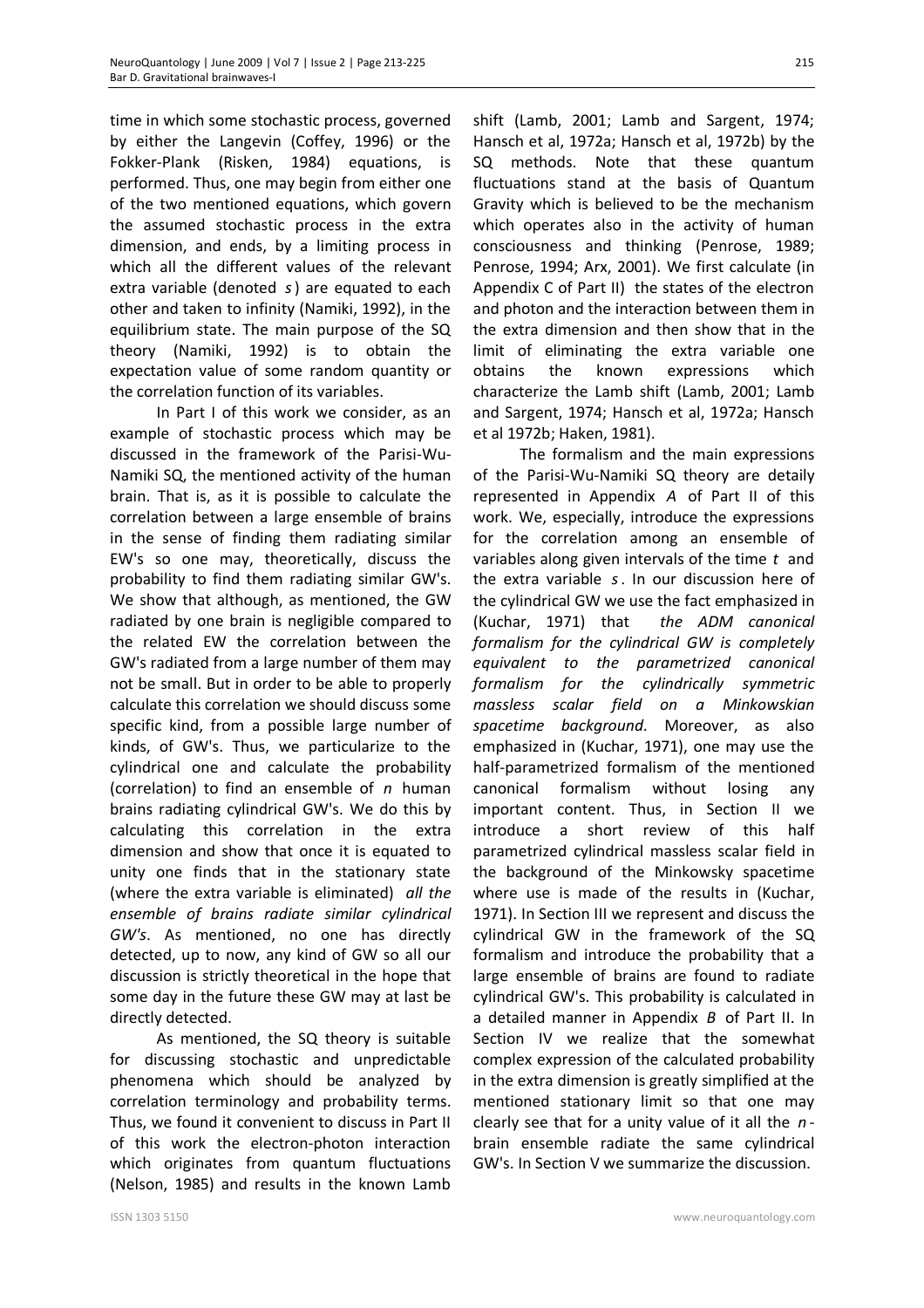time in which some stochastic process, governed by either the Langevin (Coffey, 1996) or the Fokker-Plank (Risken, 1984) equations, is performed. Thus, one may begin from either one of the two mentioned equations, which govern the assumed stochastic process in the extra dimension, and ends, by a limiting process in which all the different values of the relevant extra variable (denoted $s$) are equated to each other and taken to infinity (Namiki, 1992), in the equilibrium state. The main purpose of the SQ theory (Namiki, 1992) is to obtain the expectation value of some random quantity or the correlation function of its variables.

In Part I of this work we consider, as an example of stochastic process which may be discussed in the framework of the Parisi-Wu-Namiki SQ, the mentioned activity of the human brain. That is, as it is possible to calculate the correlation between a large ensemble of brains in the sense of finding them radiating similar EW's so one may, theoretically, discuss the probability to find them radiating similar GW's. We show that although, as mentioned, the GW radiated by one brain is negligible compared to the related EW the correlation between the GW's radiated from a large number of them may not be small. But in order to be able to properly calculate this correlation we should discuss some specific kind, from a possible large number of kinds, of GW's. Thus, we particularize to the cylindrical one and calculate the probability (correlation) to find an ensemble of $n$ human brains radiating cylindrical GW's. We do this by calculating this correlation in the extra dimension and show that once it is equated to unity one finds that in the stationary state (where the extra variable is eliminated) *all the ensemble of brains radiate similar cylindrical GW's*. As mentioned, no one has directly detected, up to now, any kind of GW so all our discussion is strictly theoretical in the hope that some day in the future these GW may at last be directly detected.

As mentioned, the SQ theory is suitable for discussing stochastic and unpredictable phenomena which should be analyzed by correlation terminology and probability terms. Thus, we found it convenient to discuss in Part II of this work the electron-photon interaction which originates from quantum fluctuations (Nelson, 1985) and results in the known Lamb shift (Lamb, 2001; Lamb and Sargent, 1974; Hansch et al, 1972a; Hansch et al, 1972b) by the SQ methods. Note that these quantum fluctuations stand at the basis of Quantum Gravity which is believed to be the mechanism which operates also in the activity of human consciousness and thinking (Penrose, 1989; Penrose, 1994; Arx, 2001). We first calculate (in Appendix C of Part II) the states of the electron and photon and the interaction between them in the extra dimension and then show that in the limit of eliminating the extra variable one obtains the known expressions which characterize the Lamb shift (Lamb, 2001; Lamb and Sargent, 1974; Hansch et al, 1972a; Hansch et al 1972b; Haken, 1981).

The formalism and the main expressions of the Parisi-Wu-Namiki SQ theory are detaily represented in Appendix *A* of Part II of this work. We, especially, introduce the expressions for the correlation among an ensemble of variables along given intervals of the time $t$ and the extra variable $s$. In our discussion here of the cylindrical GW we use the fact emphasized in (Kuchar, 1971) that *the ADM canonical formalism for the cylindrical GW is completely equivalent to the parametrized canonical formalism for the cylindrically symmetric massless scalar field on a Minkowskian spacetime background*. Moreover, as also emphasized in (Kuchar, 1971), one may use the half-parametrized formalism of the mentioned canonical formalism without losing any important content. Thus, in Section II we introduce a short review of this half parametrized cylindrical massless scalar field in the background of the Minkowsky spacetime where use is made of the results in (Kuchar, 1971). In Section III we represent and discuss the cylindrical GW in the framework of the SQ formalism and introduce the probability that a large ensemble of brains are found to radiate cylindrical GW's. This probability is calculated in a detailed manner in Appendix *B* of Part II. In Section IV we realize that the somewhat complex expression of the calculated probability in the extra dimension is greatly simplified at the mentioned stationary limit so that one may clearly see that for a unity value of it all the $n$-brain ensemble radiate the same cylindrical GW's. In Section V we summarize the discussion.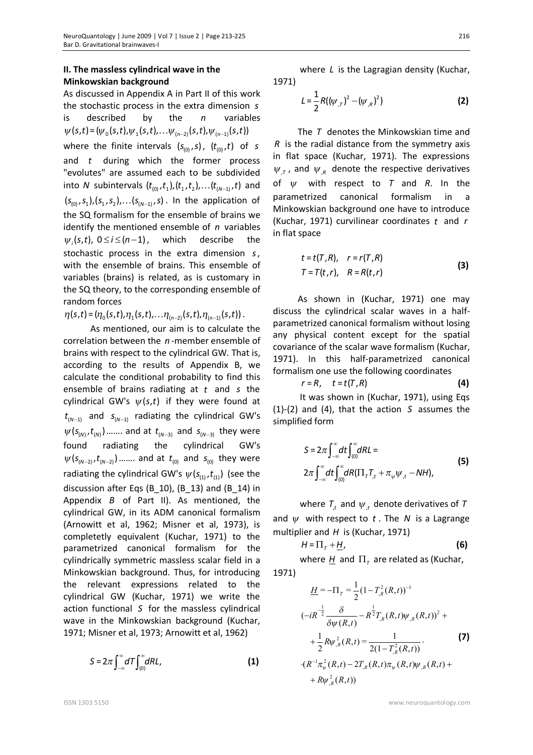## II. The massless cylindrical wave in the Minkowskian background

As discussed in Appendix A in Part II of this work the stochastic process in the extra dimension $s$ is described by the $n$ variables $\psi(s,t)=(\psi_0(s,t),\psi_1(s,t),\ldots\psi_{(n-2)}(s,t),\psi_{(n-1)}(s,t))$ where the finite intervals $(s_{(0)},s)$, $(t_{(0)},t)$ of $s$ and $t$ during which the former process "evolutes" are assumed each to be subdivided into $N$ subintervals $(t_{(0)},t_1),(t_1,t_2),\ldots(t_{(N-1)},t)$ and $(s_{(0)},s_1),(s_1,s_2),\ldots(s_{(N-1)},s)$. In the application of the SQ formalism for the ensemble of brains we identify the mentioned ensemble of $n$ variables $\psi_i(s,t)$, $0 \le i \le (n-1)$, which describe the stochastic process in the extra dimension $s$, with the ensemble of brains. This ensemble of variables (brains) is related, as is customary in the SQ theory, to the corresponding ensemble of random forces $\eta(s,t)=(\eta_0(s,t),\eta_1(s,t),\ldots\eta_{(n-2)}(s,t),\eta_{(n-1)}(s,t))$.

As mentioned, our aim is to calculate the correlation between the $n$-member ensemble of brains with respect to the cylindrical GW. That is, according to the results of Appendix B, we calculate the conditional probability to find this ensemble of brains radiating at $t$ and $s$ the cylindrical GW's $\psi(s,t)$ if they were found at $t_{(N-1)}$ and $s_{(N-1)}$ radiating the cylindrical GW's $\psi(s_{(N)},t_{(N)})$ ....... and at $t_{(N-3)}$ and $s_{(N-3)}$ they were found radiating the cylindrical GW's $\psi(s_{(N-2)},t_{(N-2)})$ ....... and at $t_{(0)}$ and $s_{(0)}$ they were radiating the cylindrical GW's $\psi(s_{(1)},t_{(1)})$ (see the discussion after Eqs (B_10), (B_13) and (B_14) in Appendix $B$ of Part II). As mentioned, the cylindrical GW, in its ADM canonical formalism (Arnowitt et al, 1962; Misner et al, 1973), is completetly equivalent (Kuchar, 1971) to the parametrized canonical formalism for the cylindrically symmetric massless scalar field in a Minkowskian background. Thus, for introducing the relevant expressions related to the cylindrical GW (Kuchar, 1971) we write the action functional $S$ for the massless cylindrical wave in the Minkowskian background (Kuchar, 1971; Misner et al, 1973; Arnowitt et al, 1962)

$$S = 2\pi\int_{-\infty}^{\infty}dT\int_{(0)}^{\infty}dRL, \tag{1}$$

where $L$ is the Lagragian density (Kuchar, 1971)

$$L=\frac{1}{2}R((\psi_{,T})^2-(\psi_{,R})^2) \tag{2}$$

The $T$ denotes the Minkowskian time and $R$ is the radial distance from the symmetry axis in flat space (Kuchar, 1971). The expressions $\psi_{,T}$, and $\psi_{,R}$ denote the respective derivatives of $\psi$ with respect to $T$ and $R$. In the parametrized canonical formalism in a Minkowskian background one have to introduce (Kuchar, 1971) curvilinear coordinates $t$ and $r$ in flat space

$$\begin{aligned} t&=t(T,R), \quad r=r(T,R) \\ T&=T(t,r), \quad R=R(t,r) \end{aligned} \tag{3}$$

As shown in (Kuchar, 1971) one may discuss the cylindrical scalar waves in a half-parametrized canonical formalism without losing any physical content except for the spatial covariance of the scalar wave formalism (Kuchar, 1971). In this half-parametrized canonical formalism one use the following coordinates

$$r=R, \quad t=t(T,R) \tag{4}$$

It was shown in (Kuchar, 1971), using Eqs (1)-(2) and (4), that the action $S$ assumes the simplified form

$$\begin{aligned} S&=2\pi\int_{-\infty}^{\infty}dt\int_{(0)}^{\infty}dRL= \\ &2\pi\int_{-\infty}^{\infty}dt\int_{(0)}^{\infty}dR(\Pi_T T_{,t}+\pi_\psi\psi_{,t}-NH), \end{aligned} \tag{5}$$

where $T_{,t}$ and $\psi_{,t}$ denote derivatives of $T$ and $\psi$ with respect to $t$. The $N$ is a Lagrange multiplier and $H$ is (Kuchar, 1971)

$$H=\Pi_T+\underline{H}, \tag{6}$$

where $\underline{H}$ and $\Pi_T$ are related as (Kuchar, 1971)

$$\begin{aligned} \underline{H}&=-\Pi_T=\frac{1}{2}(1-T_{,R}^2(R,t))^{-1} \\ &(-iR^{-\frac{1}{2}}\frac{\delta}{\delta\psi(R,t)}-R^{\frac{1}{2}}T_{,R}(R,t)\psi_{,R}(R,t))^2+ \\ &+\frac{1}{2}R\psi_{,R}^2(R,t)=\frac{1}{2(1-T_{,R}^2(R,t))}\cdot \\ &\cdot(R^{-1}\pi_\psi^2(R,t)-2T_{,R}(R,t)\pi_\psi(R,t)\psi_{,R}(R,t)+ \\ &+R\psi_{,R}^2(R,t)) \end{aligned} \tag{7}$$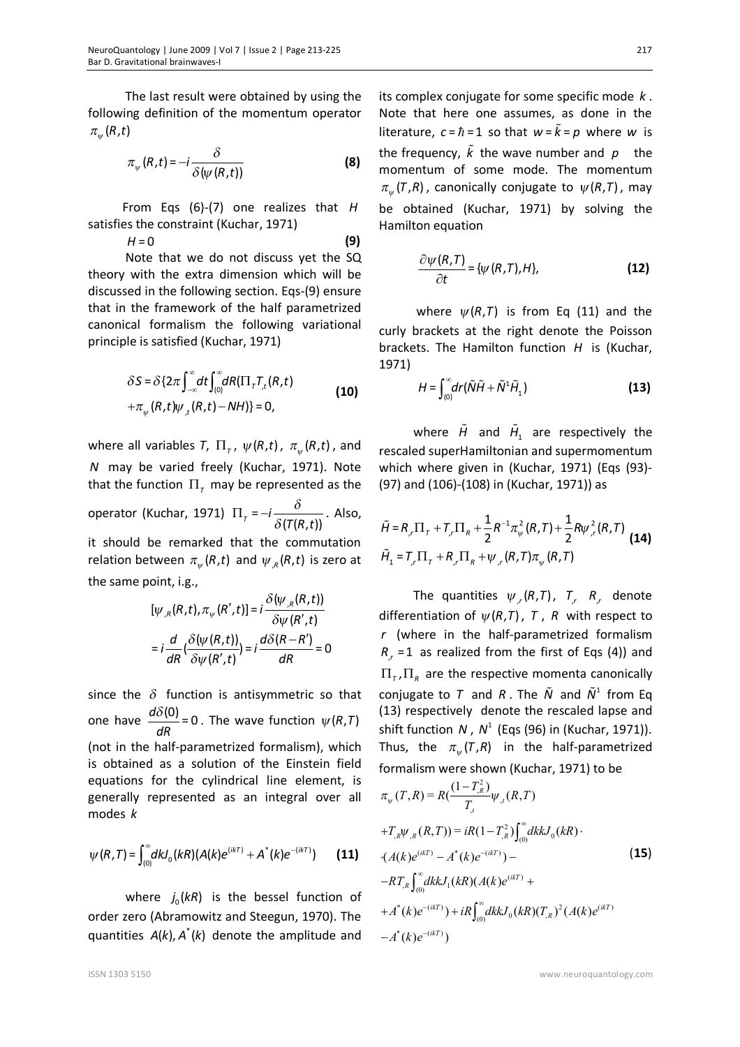The last result were obtained by using the following definition of the momentum operator $\pi_\psi(R,t)$

$$\pi_\psi(R,t) = -i\frac{\delta}{\delta(\psi(R,t))} \qquad \textbf{(8)}$$

From Eqs (6)-(7) one realizes that $H$ satisfies the constraint (Kuchar, 1971)

$$H = 0 \qquad \textbf{(9)}$$

Note that we do not discuss yet the SQ theory with the extra dimension which will be discussed in the following section. Eqs-(9) ensure that in the framework of the half parametrized canonical formalism the following variational principle is satisfied (Kuchar, 1971)

$$\delta S = \delta\{2\pi\int_{-\infty}^{\infty}dt\int_{(0)}^{\infty}dR(\Pi_T T_{,t}(R,t) + \pi_\psi(R,t)\psi_{,t}(R,t) - NH)\} = 0, \qquad \textbf{(10)}$$

where all variables $T$, $\Pi_T$, $\psi(R,t)$, $\pi_\psi(R,t)$, and $N$ may be varied freely (Kuchar, 1971). Note that the function $\Pi_T$ may be represented as the operator (Kuchar, 1971) $\Pi_T = -i\frac{\delta}{\delta(T(R,t))}$. Also, it should be remarked that the commutation relation between $\pi_\psi(R,t)$ and $\psi_{,R}(R,t)$ is zero at the same point, i.g.,

$$[\psi_{,R}(R,t),\pi_\psi(R',t)] = i\frac{\delta(\psi_{,R}(R,t))}{\delta\psi(R',t)} = i\frac{d}{dR}\left(\frac{\delta(\psi(R,t))}{\delta\psi(R',t)}\right) = i\frac{d\delta(R-R')}{dR} = 0$$

since the $\delta$ function is antisymmetric so that one have $\frac{d\delta(0)}{dR} = 0$. The wave function $\psi(R,T)$ (not in the half-parametrized formalism), which is obtained as a solution of the Einstein field equations for the cylindrical line element, is generally represented as an integral over all modes $k$

$$\psi(R,T) = \int_{(0)}^{\infty}dkJ_0(kR)(A(k)e^{(ikT)} + A^*(k)e^{-(ikT)}) \qquad \textbf{(11)}$$

where $j_0(kR)$ is the bessel function of order zero (Abramowitz and Steegun, 1970). The quantities $A(k), A^*(k)$ denote the amplitude and its complex conjugate for some specific mode $k$. Note that here one assumes, as done in the literature, $c = \hbar = 1$ so that $w = \tilde{k} = p$ where $w$ is the frequency, $\tilde{k}$ the wave number and $p$ the momentum of some mode. The momentum $\pi_\psi(T,R)$, canonically conjugate to $\psi(R,T)$, may be obtained (Kuchar, 1971) by solving the Hamilton equation

$$\frac{\partial\psi(R,T)}{\partial t} = \{\psi(R,T),H\}, \qquad \textbf{(12)}$$

where $\psi(R,T)$ is from Eq (11) and the curly brackets at the right denote the Poisson brackets. The Hamilton function $H$ is (Kuchar, 1971)

$$H = \int_{(0)}^{\infty}dr(\tilde{N}\tilde{H} + \tilde{N}^1\tilde{H}_1) \qquad \textbf{(13)}$$

where $\tilde{H}$ and $\tilde{H}_1$ are respectively the rescaled superHamiltonian and supermomentum which where given in (Kuchar, 1971) (Eqs (93)-(97) and (106)-(108) in (Kuchar, 1971)) as

$$\begin{aligned}\tilde{H} &= R_{,r}\Pi_T + T_{,r}\Pi_R + \frac{1}{2}R^{-1}\pi_\psi^2(R,T) + \frac{1}{2}R\psi_{,r}^2(R,T) \\ \tilde{H}_1 &= T_{,r}\Pi_T + R_{,r}\Pi_R + \psi_{,r}(R,T)\pi_\psi(R,T)\end{aligned} \qquad \textbf{(14)}$$

The quantities $\psi_{,r}(R,T)$, $T_{,r}$ $R_{,r}$ denote differentiation of $\psi(R,T)$, $T$, $R$ with respect to $r$ (where in the half-parametrized formalism $R_{,r} = 1$ as realized from the first of Eqs (4)) and $\Pi_T, \Pi_R$ are the respective momenta canonically conjugate to $T$ and $R$. The $\tilde{N}$ and $\tilde{N}^1$ from Eq (13) respectively denote the rescaled lapse and shift function $N$, $N^1$ (Eqs (96) in (Kuchar, 1971)). Thus, the $\pi_\psi(T,R)$ in the half-parametrized formalism were shown (Kuchar, 1971) to be

$$\begin{aligned}\pi_\psi(T,R) &= R\left(\frac{(1-T_{,R}^2)}{T_{,t}}\psi_{,t}(R,T)\right. \\ &\left. + T_{,R}\psi_{,R}(R,T)\right) = iR(1-T_{,R}^2)\int_{(0)}^{\infty}dkkJ_0(kR)\cdot \\ &\cdot(A(k)e^{(ikT)} - A^*(k)e^{-(ikT)}) - \\ &-RT_{,R}\int_{(0)}^{\infty}dkkJ_1(kR)(A(k)e^{(ikT)} + \\ &+A^*(k)e^{-(ikT)}) + iR\int_{(0)}^{\infty}dkkJ_0(kR)(T_{,R})^2(A(k)e^{(ikT)} \\ &-A^*(k)e^{-(ikT)})\end{aligned} \qquad \textbf{(15)}$$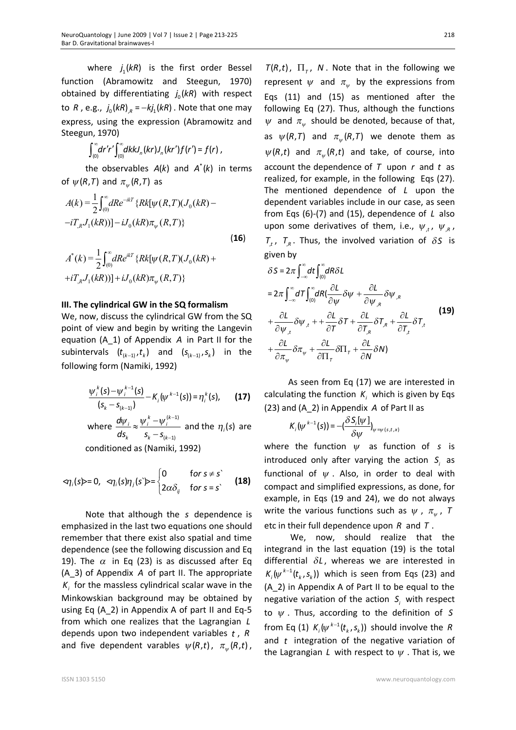where $j_1(kR)$ is the first order Bessel function (Abramowitz and Steegun, 1970) obtained by differentiating $j_0(kR)$ with respect to $R$, e.g., $j_0(kR)_{,R} = -kj_1(kR)$. Note that one may express, using the expression (Abramowitz and Steegun, 1970)

$$\int_{(0)}^{\infty} dr'r' \int_{(0)}^{\infty} dkkJ_n(kr)J_n(kr')f(r') = f(r),$$

the observables $A(k)$ and $A^*(k)$ in terms of $\psi(R,T)$ and $\pi_\psi(R,T)$ as

$$A(k) = \frac{1}{2}\int_{(0)}^{\infty} dRe^{-ikT}\{Rk[\psi(R,T)(J_0(kR) - -iT_{,R}J_1(kR))] - iJ_0(kR)\pi_\psi(R,T)\}$$

$$A^*(k) = \frac{1}{2}\int_{(0)}^{\infty} dRe^{ikT}\{Rk[\psi(R,T)(J_0(kR) + +iT_{,R}J_1(kR))] + iJ_0(kR)\pi_\psi(R,T)\} \quad (16)$$

## III. The cylindrical GW in the SQ formalism

We, now, discuss the cylindrical GW from the SQ point of view and begin by writing the Langevin equation (A_1) of Appendix $A$ in Part II for the subintervals $(t_{(k-1)}, t_k)$ and $(s_{(k-1)}, s_k)$ in the following form (Namiki, 1992)

$$\frac{\psi_i^k(s) - \psi_i^{k-1}(s)}{(s_k - s_{(k-1)})} - K_i(\psi^{k-1}(s)) = \eta_i^k(s), \quad (17)$$

where $\frac{d\psi_i}{ds_k} \approx \frac{\psi_i^k - \psi_i^{(k-1)}}{s_k - s_{(k-1)}}$ and the $\eta_i(s)$ are conditioned as (Namiki, 1992)

$$\langle\eta_i(s)\rangle = 0, \quad \langle\eta_i(s)\eta_j(s`)\rangle = \begin{cases} 0 & \text{for } s \neq s` \\ 2\alpha\delta_{ij} & \text{for } s = s` \end{cases} \quad (18)$$

Note that although the $s$ dependence is emphasized in the last two equations one should remember that there exist also spatial and time dependence (see the following discussion and Eq 19). The $\alpha$ in Eq (23) is as discussed after Eq (A_3) of Appendix $A$ of part II. The appropriate $K_i$ for the massless cylindrical scalar wave in the Minkowskian background may be obtained by using Eq (A_2) in Appendix A of part II and Eq-5 from which one realizes that the Lagrangian $L$ depends upon two independent variables $t$, $R$ and five dependent variables $\psi(R,t)$, $\pi_\psi(R,t)$, $T(R,t)$, $\Pi_T$, $N$. Note that in the following we represent $\psi$ and $\pi_\psi$ by the expressions from Eqs (11) and (15) as mentioned after the following Eq (27). Thus, although the functions $\psi$ and $\pi_\psi$ should be denoted, because of that, as $\psi(R,T)$ and $\pi_\psi(R,T)$ we denote them as $\psi(R,t)$ and $\pi_\psi(R,t)$ and take, of course, into account the dependence of $T$ upon $r$ and $t$ as realized, for example, in the following Eqs (27). The mentioned dependence of $L$ upon the dependent variables include in our case, as seen from Eqs (6)-(7) and (15), dependence of $L$ also upon some derivatives of them, i.e., $\psi_{,t}$, $\psi_{,R}$, $T_{,t}$, $T_{,R}$. Thus, the involved variation of $\delta S$ is given by

$$\begin{aligned}
\delta S &= 2\pi\int_{-\infty}^{\infty} dt \int_{(0)}^{\infty} dR\delta L \\
&= 2\pi\int_{-\infty}^{\infty} dT \int_{(0)}^{\infty} dR(\frac{\partial L}{\partial \psi}\delta\psi + \frac{\partial L}{\partial \psi_{,R}}\delta\psi_{,R} \\
&+ \frac{\partial L}{\partial \psi_{,t}}\delta\psi_{,t} + + \frac{\partial L}{\partial T}\delta T + \frac{\partial L}{\partial T_{,R}}\delta T_{,R} + \frac{\partial L}{\partial T_{,t}}\delta T_{,t} \\
&+ \frac{\partial L}{\partial \pi_\psi}\delta\pi_\psi + \frac{\partial L}{\partial \Pi_T}\delta\Pi_T + \frac{\partial L}{\partial N}\delta N)
\end{aligned} \quad (19)$$

As seen from Eq (17) we are interested in calculating the function $K_i$ which is given by Eqs (23) and (A_2) in Appendix $A$ of Part II as

$$K_i(\psi^{k-1}(s)) = -(\frac{\delta S_i[\psi]}{\delta\psi})_{\psi=\psi(s,t,x)}$$

where the function $\psi$ as function of $s$ is introduced only after varying the action $S_i$ as functional of $\psi$. Also, in order to deal with compact and simplified expressions, as done, for example, in Eqs (19 and 24), we do not always write the various functions such as $\psi$, $\pi_\psi$, $T$ etc in their full dependence upon $R$ and $T$.

We, now, should realize that the integrand in the last equation (19) is the total differential $\delta L$, whereas we are interested in $K_i(\psi^{k-1}(t_k, s_k))$ which is seen from Eqs (23) and (A_2) in Appendix A of Part II to be equal to the negative variation of the action $S_i$ with respect to $\psi$. Thus, according to the definition of $S$ from Eq (1) $K_i(\psi^{k-1}(t_k, s_k))$ should involve the $R$ and $t$ integration of the negative variation of the Lagrangian $L$ with respect to $\psi$. That is, we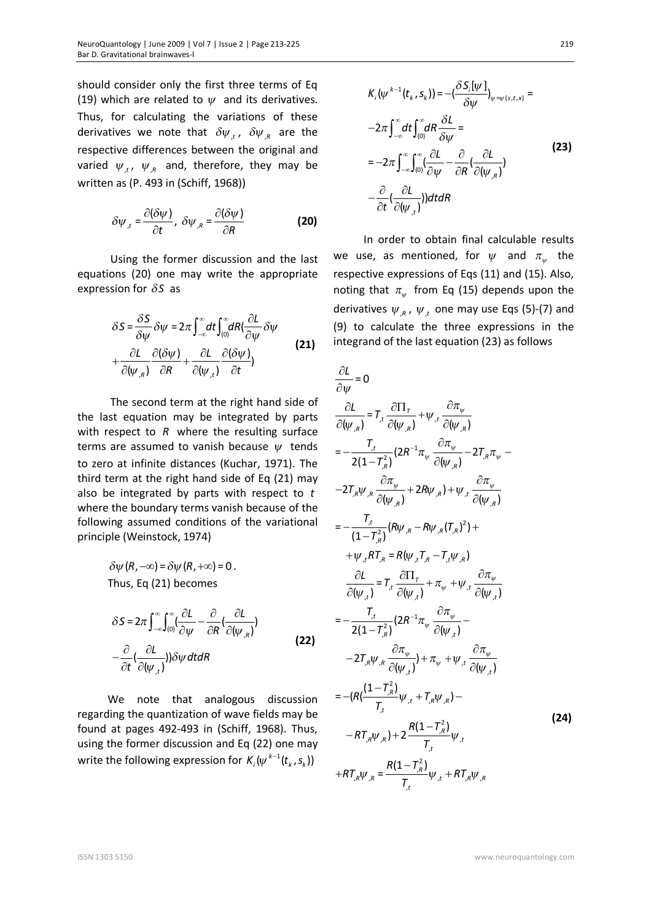should consider only the first three terms of Eq (19) which are related to $\psi$ and its derivatives. Thus, for calculating the variations of these derivatives we note that $\delta\psi_{,t}$, $\delta\psi_{,R}$ are the respective differences between the original and varied $\psi_{,t}$, $\psi_{,R}$ and, therefore, they may be written as (P. 493 in (Schiff, 1968))

$$\delta\psi_{,t} = \frac{\partial(\delta\psi)}{\partial t}, \ \delta\psi_{,R} = \frac{\partial(\delta\psi)}{\partial R} \tag{20}$$

Using the former discussion and the last equations (20) one may write the appropriate expression for $\delta S$ as

$$\delta S = \frac{\delta S}{\delta\psi}\delta\psi = 2\pi\int_{-\infty}^{\infty}dt\int_{(0)}^{\infty}dR(\frac{\partial L}{\partial\psi}\delta\psi + \frac{\partial L}{\partial(\psi_{,R})}\frac{\partial(\delta\psi)}{\partial R} + \frac{\partial L}{\partial(\psi_{,t})}\frac{\partial(\delta\psi)}{\partial t}) \tag{21}$$

The second term at the right hand side of the last equation may be integrated by parts with respect to $R$ where the resulting surface terms are assumed to vanish because $\psi$ tends to zero at infinite distances (Kuchar, 1971). The third term at the right hand side of Eq (21) may also be integrated by parts with respect to $t$ where the boundary terms vanish because of the following assumed conditions of the variational principle (Weinstock, 1974)

$$\delta\psi(R,-\infty) = \delta\psi(R,+\infty) = 0 .$$

Thus, Eq (21) becomes

$$\delta S = 2\pi\int_{-\infty}^{\infty}\int_{(0)}^{\infty}(\frac{\partial L}{\partial\psi} - \frac{\partial}{\partial R}(\frac{\partial L}{\partial(\psi_{,R})}) - \frac{\partial}{\partial t}(\frac{\partial L}{\partial(\psi_{,t})}))\delta\psi\, dtdR \tag{22}$$

We note that analogous discussion regarding the quantization of wave fields may be found at pages 492-493 in (Schiff, 1968). Thus, using the former discussion and Eq (22) one may write the following expression for $K_i(\psi^{k-1}(t_k,s_k))$

$$\begin{aligned} K_i(\psi^{k-1}(t_k,s_k)) &= -(\frac{\delta S_i[\psi]}{\delta\psi})_{\psi=\psi(s,t,x)} = \\ &-2\pi\int_{-\infty}^{\infty}dt\int_{(0)}^{\infty}dR\frac{\delta L}{\delta\psi} = \\ &= -2\pi\int_{-\infty}^{\infty}\int_{(0)}^{\infty}(\frac{\partial L}{\partial\psi} - \frac{\partial}{\partial R}(\frac{\partial L}{\partial(\psi_{,R})}) \\ &-\frac{\partial}{\partial t}(\frac{\partial L}{\partial(\psi_{,t})}))dtdR \end{aligned} \tag{23}$$

In order to obtain final calculable results we use, as mentioned, for $\psi$ and $\pi_\psi$ the respective expressions of Eqs (11) and (15). Also, noting that $\pi_\psi$ from Eq (15) depends upon the derivatives $\psi_{,R}$, $\psi_{,t}$ one may use Eqs (5)-(7) and (9) to calculate the three expressions in the integrand of the last equation (23) as follows

$$\begin{aligned} &\frac{\partial L}{\partial\psi} = 0 \\ &\frac{\partial L}{\partial(\psi_{,R})} = T_{,t}\frac{\partial\Pi_T}{\partial(\psi_{,R})} + \psi_{,t}\frac{\partial\pi_\psi}{\partial(\psi_{,R})} \\ &= -\frac{T_{,t}}{2(1-T_{,R}^2)}(2R^{-1}\pi_\psi\frac{\partial\pi_\psi}{\partial(\psi_{,R})} - 2T_{,R}\pi_\psi - \\ &-2T_{,R}\psi_{,R}\frac{\partial\pi_\psi}{\partial(\psi_{,R})} + 2R\psi_{,R}) + \psi_{,t}\frac{\partial\pi_\psi}{\partial(\psi_{,R})} \\ &= -\frac{T_{,t}}{(1-T_{,R}^2)}(R\psi_{,R} - R\psi_{,R}(T_{,R})^2) + \\ &\quad +\psi_{,t}RT_{,R} = R(\psi_{,t}T_{,R} - T_{,t}\psi_{,R}) \\ &\frac{\partial L}{\partial(\psi_{,t})} = T_{,t}\frac{\partial\Pi_T}{\partial(\psi_{,t})} + \pi_\psi + \psi_{,t}\frac{\partial\pi_\psi}{\partial(\psi_{,t})} \\ &= -\frac{T_{,t}}{2(1-T_{,R}^2)}(2R^{-1}\pi_\psi\frac{\partial\pi_\psi}{\partial(\psi_{,t})} - \\ &\quad -2T_{,R}\psi_{,R}\frac{\partial\pi_\psi}{\partial(\psi_{,t})}) + \pi_\psi + \psi_{,t}\frac{\partial\pi_\psi}{\partial(\psi_{,t})} \\ &= -(R(\frac{(1-T_{,R}^2)}{T_{,t}}\psi_{,t} + T_{,R}\psi_{,R}) - \\ &\quad -RT_{,R}\psi_{,R}) + 2\frac{R(1-T_{,R}^2)}{T_{,t}}\psi_{,t} \\ &+RT_{,R}\psi_{,R} = \frac{R(1-T_{,R}^2)}{T_{,t}}\psi_{,t} + RT_{,R}\psi_{,R} \end{aligned} \tag{24}$$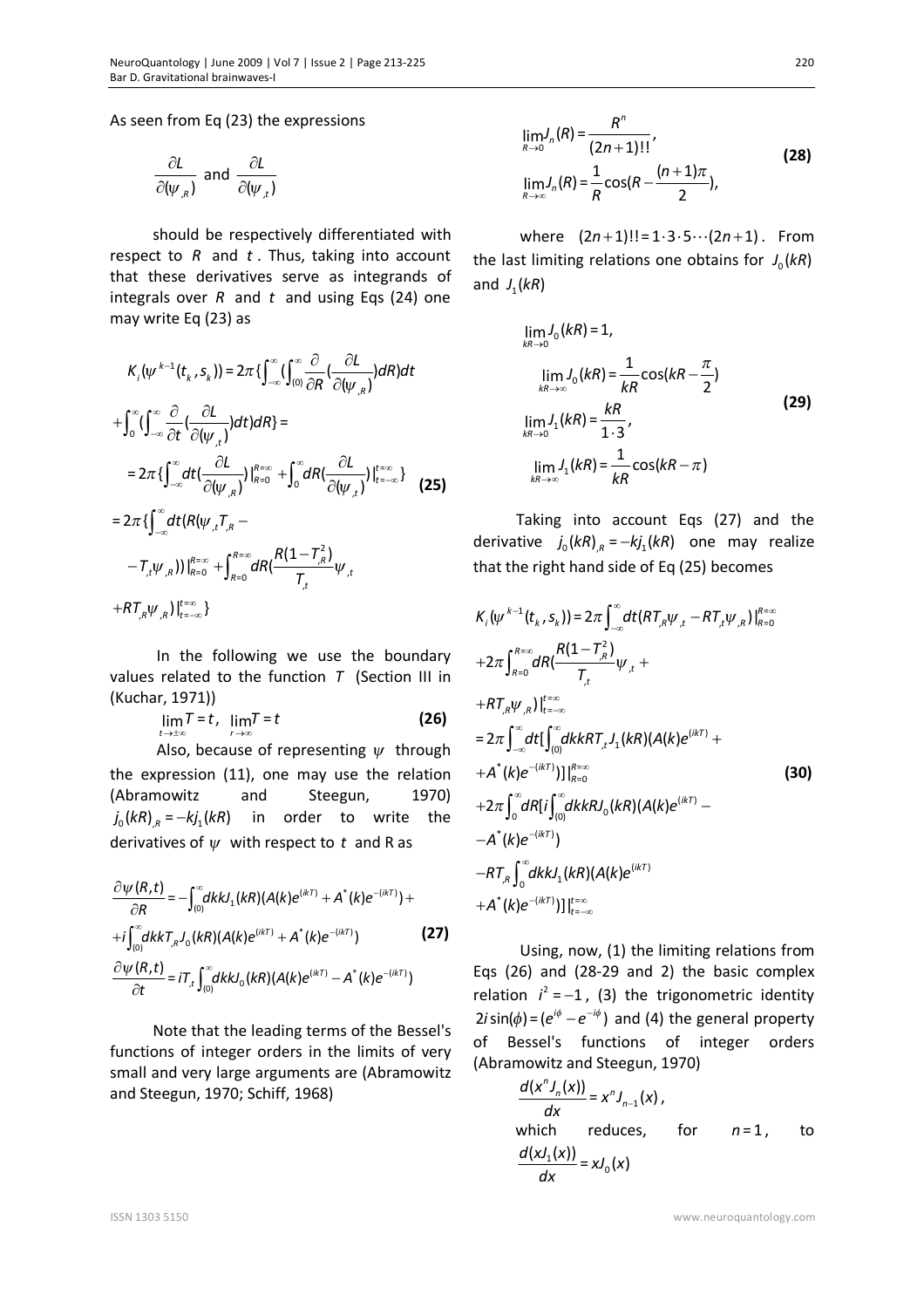As seen from Eq (23) the expressions

$$\frac{\partial L}{\partial(\psi_{,R})} \text{ and } \frac{\partial L}{\partial(\psi_{,t})}$$

should be respectively differentiated with respect to $R$ and $t$. Thus, taking into account that these derivatives serve as integrands of integrals over $R$ and $t$ and using Eqs (24) one may write Eq (23) as

$$\begin{aligned}
&K_i(\psi^{k-1}(t_k, s_k)) = 2\pi\{\int_{-\infty}^{\infty}(\int_{(0)}^{\infty}\frac{\partial}{\partial R}(\frac{\partial L}{\partial(\psi_{,R})})dR)dt \\
&+\int_0^{\infty}(\int_{-\infty}^{\infty}\frac{\partial}{\partial t}(\frac{\partial L}{\partial(\psi_{,t})})dt)dR\} = \\
&= 2\pi\{\int_{-\infty}^{\infty}dt(\frac{\partial L}{\partial(\psi_{,R})})|_{R=0}^{R=\infty} + \int_0^{\infty}dR(\frac{\partial L}{\partial(\psi_{,t})})|_{t=-\infty}^{t=\infty}\} \\
&= 2\pi\{\int_{-\infty}^{\infty}dt(R(\psi_{,t}T_{,R} - \\
&-T_{,t}\psi_{,R}))|_{R=0}^{R=\infty} + \int_{R=0}^{R=\infty}dR(\frac{R(1-T_{,R}^2)}{T_{,t}}\psi_{,t} \\
&+RT_{,R}\psi_{,R})|_{t=-\infty}^{t=\infty}\}
\end{aligned} \tag{25}$$

In the following we use the boundary values related to the function $T$ (Section III in (Kuchar, 1971))

$$\lim_{t\to\pm\infty}T = t, \ \lim_{r\to\infty}T = t \tag{26}$$

Also, because of representing $\psi$ through the expression (11), one may use the relation (Abramowitz and Steegun, 1970) $j_0(kR)_{,R} = -kj_1(kR)$ in order to write the derivatives of $\psi$ with respect to $t$ and R as

$$\begin{aligned}
&\frac{\partial\psi(R,t)}{\partial R} = -\int_{(0)}^{\infty}dkkJ_1(kR)(A(k)e^{(ikT)} + A^*(k)e^{-(ikT)}) + \\
&+i\int_{(0)}^{\infty}dkkT_{,R}J_0(kR)(A(k)e^{(ikT)} + A^*(k)e^{-(ikT)}) \\
&\frac{\partial\psi(R,t)}{\partial t} = iT_{,t}\int_{(0)}^{\infty}dkkJ_0(kR)(A(k)e^{(ikT)} - A^*(k)e^{-(ikT)})
\end{aligned} \tag{27}$$

Note that the leading terms of the Bessel's functions of integer orders in the limits of very small and very large arguments are (Abramowitz and Steegun, 1970; Schiff, 1968)

$$\begin{aligned}
&\lim_{R\to 0}J_n(R) = \frac{R^n}{(2n+1)!!}, \\
&\lim_{R\to\infty}J_n(R) = \frac{1}{R}\cos(R - \frac{(n+1)\pi}{2}),
\end{aligned} \tag{28}$$

where $(2n+1)!! = 1\cdot 3\cdot 5\cdots(2n+1)$. From the last limiting relations one obtains for $J_0(kR)$ and $J_1(kR)$

$$\begin{aligned}
&\lim_{kR\to 0}J_0(kR) = 1, \\
&\lim_{kR\to\infty}J_0(kR) = \frac{1}{kR}\cos(kR - \frac{\pi}{2}) \\
&\lim_{kR\to 0}J_1(kR) = \frac{kR}{1\cdot 3}, \\
&\lim_{kR\to\infty}J_1(kR) = \frac{1}{kR}\cos(kR - \pi)
\end{aligned} \tag{29}$$

Taking into account Eqs (27) and the derivative $j_0(kR)_{,R} = -kj_1(kR)$ one may realize that the right hand side of Eq (25) becomes

$$\begin{aligned}
&K_i(\psi^{k-1}(t_k, s_k)) = 2\pi\int_{-\infty}^{\infty}dt(RT_{,R}\psi_{,t} - RT_{,t}\psi_{,R})|_{R=0}^{R=\infty} \\
&+2\pi\int_{R=0}^{R=\infty}dR(\frac{R(1-T_{,R}^2)}{T_{,t}}\psi_{,t} + \\
&+RT_{,R}\psi_{,R})|_{t=-\infty}^{t=\infty} \\
&= 2\pi\int_{-\infty}^{\infty}dt[\int_{(0)}^{\infty}dkkRT_{,t}J_1(kR)(A(k)e^{(ikT)} + \\
&+A^*(k)e^{-(ikT)})]|_{R=0}^{R=\infty} \\
&+2\pi\int_0^{\infty}dR[i\int_{(0)}^{\infty}dkkRJ_0(kR)(A(k)e^{(ikT)} - \\
&-A^*(k)e^{-(ikT)}) \\
&-RT_{,R}\int_0^{\infty}dkkJ_1(kR)(A(k)e^{(ikT)} \\
&+A^*(k)e^{-(ikT)})]|_{t=-\infty}^{t=\infty}
\end{aligned} \tag{30}$$

Using, now, (1) the limiting relations from Eqs (26) and (28-29 and 2) the basic complex relation $i^2 = -1$, (3) the trigonometric identity $2i\sin(\phi) = (e^{i\phi} - e^{-i\phi})$ and (4) the general property of Bessel's functions of integer orders (Abramowitz and Steegun, 1970)

$$\frac{d(x^nJ_n(x))}{dx} = x^nJ_{n-1}(x),$$

which reduces, for $n = 1$, to

$$\frac{d(xJ_1(x))}{dx} = xJ_0(x)$$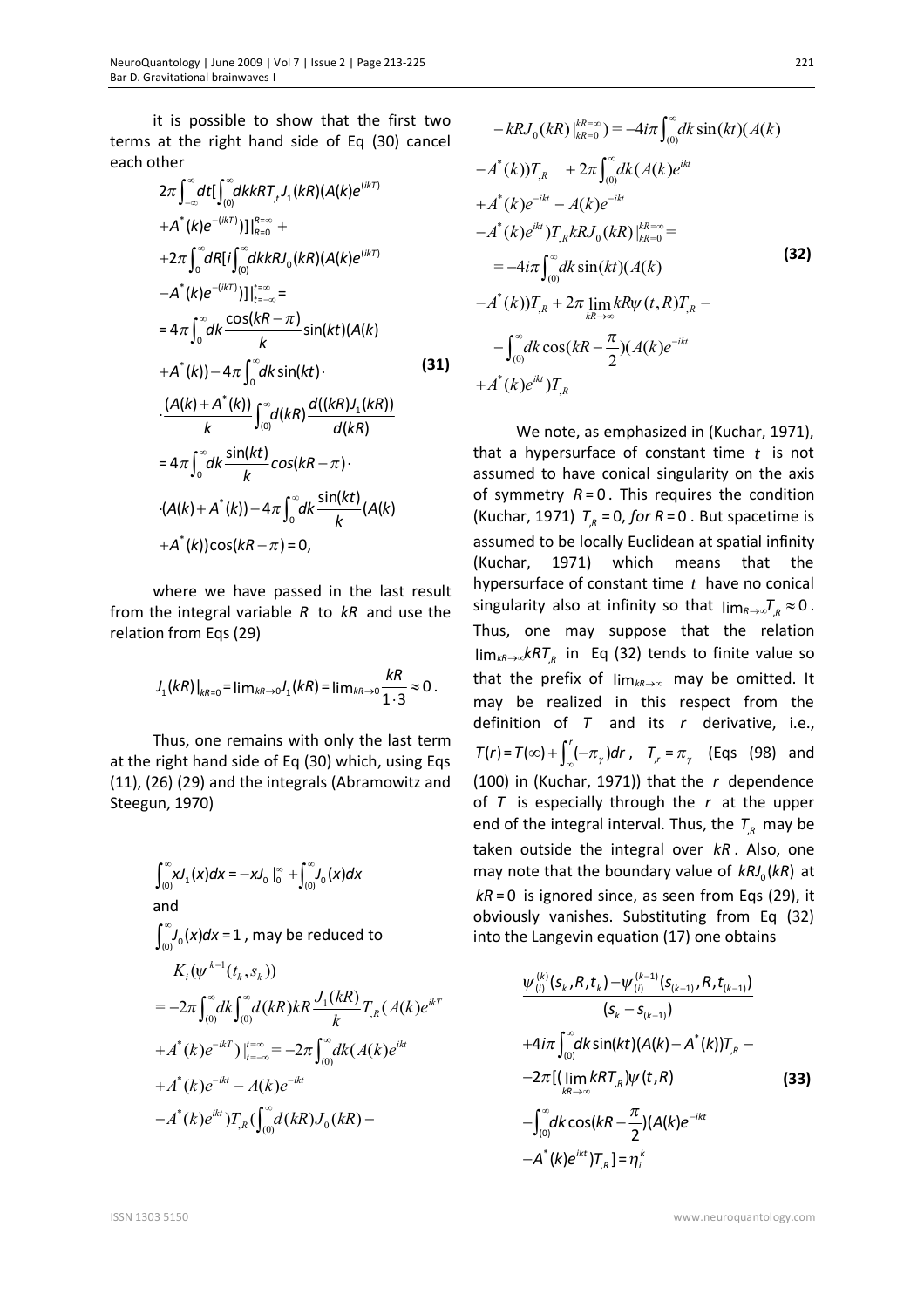it is possible to show that the first two terms at the right hand side of Eq (30) cancel each other

$$
\begin{aligned}
&2\pi\int_{-\infty}^{\infty}dt[\int_{(0)}^{\infty}dkkRT_{,t}J_1(kR)(A(k)e^{(ikT)}\\
&+A^*(k)e^{-(ikT)})]|_{R=0}^{R=\infty}+\\
&+2\pi\int_{0}^{\infty}dR[i\int_{(0)}^{\infty}dkkRJ_0(kR)(A(k)e^{(ikT)}\\
&-A^*(k)e^{-(ikT)})]|_{t=-\infty}^{t=\infty}=\\
&=4\pi\int_0^{\infty}dk\frac{\cos(kR-\pi)}{k}\sin(kt)(A(k)\\
&+A^*(k))-4\pi\int_0^{\infty}dk\sin(kt)\cdot\\
&\cdot\frac{(A(k)+A^*(k))}{k}\int_{(0)}^{\infty}d(kR)\frac{d((kR)J_1(kR))}{d(kR)}\\
&=4\pi\int_0^{\infty}dk\frac{\sin(kt)}{k}\cos(kR-\pi)\cdot\\
&\cdot(A(k)+A^*(k))-4\pi\int_0^{\infty}dk\frac{\sin(kt)}{k}(A(k)\\
&+A^*(k))\cos(kR-\pi)=0,
\end{aligned}
\tag{31}
$$

where we have passed in the last result from the integral variable $R$ to $kR$ and use the relation from Eqs (29)

$$J_1(kR)|_{kR=0}=\lim_{kR\to 0}J_1(kR)=\lim_{kR\to 0}\frac{kR}{1\cdot 3}\approx 0.$$

Thus, one remains with only the last term at the right hand side of Eq (30) which, using Eqs (11), (26) (29) and the integrals (Abramowitz and Steegun, 1970)

$$\int_{(0)}^{\infty}xJ_1(x)dx=-xJ_0|_0^{\infty}+\int_{(0)}^{\infty}J_0(x)dx$$

and

$\int_{(0)}^{\infty}J_0(x)dx=1$, may be reduced to

$$
\begin{aligned}
&K_i(\psi^{k-1}(t_k,s_k))\\
&=-2\pi\int_{(0)}^{\infty}dk\int_{(0)}^{\infty}d(kR)kR\frac{J_1(kR)}{k}T_{,R}(A(k)e^{ikT}\\
&+A^*(k)e^{-ikT})|_{t=-\infty}^{t=\infty}=-2\pi\int_{(0)}^{\infty}dk(A(k)e^{ikt}\\
&+A^*(k)e^{-ikt}-A(k)e^{-ikt}\\
&-A^*(k)e^{ikt})T_{,R}(\int_{(0)}^{\infty}d(kR)J_0(kR)-\\
&-kRJ_0(kR)|_{kR=0}^{kR=\infty})=-4i\pi\int_{(0)}^{\infty}dk\sin(kt)(A(k)\\
&-A^*(k))T_{,R}\quad+2\pi\int_{(0)}^{\infty}dk(A(k)e^{ikt}\\
&+A^*(k)e^{-ikt}-A(k)e^{-ikt}\\
&-A^*(k)e^{ikt})T_{,R}kRJ_0(kR)|_{kR=0}^{kR=\infty}=\\
&=-4i\pi\int_{(0)}^{\infty}dk\sin(kt)(A(k)\\
&-A^*(k))T_{,R}+2\pi\lim_{kR\to\infty}kR\psi(t,R)T_{,R}-\\
&-\int_{(0)}^{\infty}dk\cos(kR-\frac{\pi}{2})(A(k)e^{-ikt}\\
&+A^*(k)e^{ikt})T_{,R}
\end{aligned}
\tag{32}
$$

We note, as emphasized in (Kuchar, 1971), that a hypersurface of constant time $t$ is not assumed to have conical singularity on the axis of symmetry $R=0$. This requires the condition (Kuchar, 1971) $T_{,R}=0$, *for* $R=0$. But spacetime is assumed to be locally Euclidean at spatial infinity (Kuchar, 1971) which means that the hypersurface of constant time $t$ have no conical singularity also at infinity so that $\lim_{R\to\infty}T_{,R}\approx 0$. Thus, one may suppose that the relation $\lim_{kR\to\infty}kRT_{,R}$ in Eq (32) tends to finite value so that the prefix of $\lim_{kR\to\infty}$ may be omitted. It may be realized in this respect from the definition of $T$ and its $r$ derivative, i.e., $T(r)=T(\infty)+\int_{\infty}^{r}(-\pi_{\gamma})dr$, $T_{,r}=\pi_{\gamma}$ (Eqs (98) and (100) in (Kuchar, 1971)) that the $r$ dependence of $T$ is especially through the $r$ at the upper end of the integral interval. Thus, the $T_{,R}$ may be taken outside the integral over $kR$. Also, one may note that the boundary value of $kRJ_0(kR)$ at $kR=0$ is ignored since, as seen from Eqs (29), it obviously vanishes. Substituting from Eq (32) into the Langevin equation (17) one obtains

$$
\begin{aligned}
&\frac{\psi_{(i)}^{(k)}(s_k,R,t_k)-\psi_{(i)}^{(k-1)}(s_{(k-1)},R,t_{(k-1)})}{(s_k-s_{(k-1)})}\\
&+4i\pi\int_{(0)}^{\infty}dk\sin(kt)(A(k)-A^*(k))T_{,R}-\\
&-2\pi[(\lim_{kR\to\infty}kRT_{,R})\psi(t,R)\\
&-\int_{(0)}^{\infty}dk\cos(kR-\frac{\pi}{2})(A(k)e^{-ikt}\\
&-A^*(k)e^{ikt})T_{,R}]=\eta_i^k
\end{aligned}
\tag{33}
$$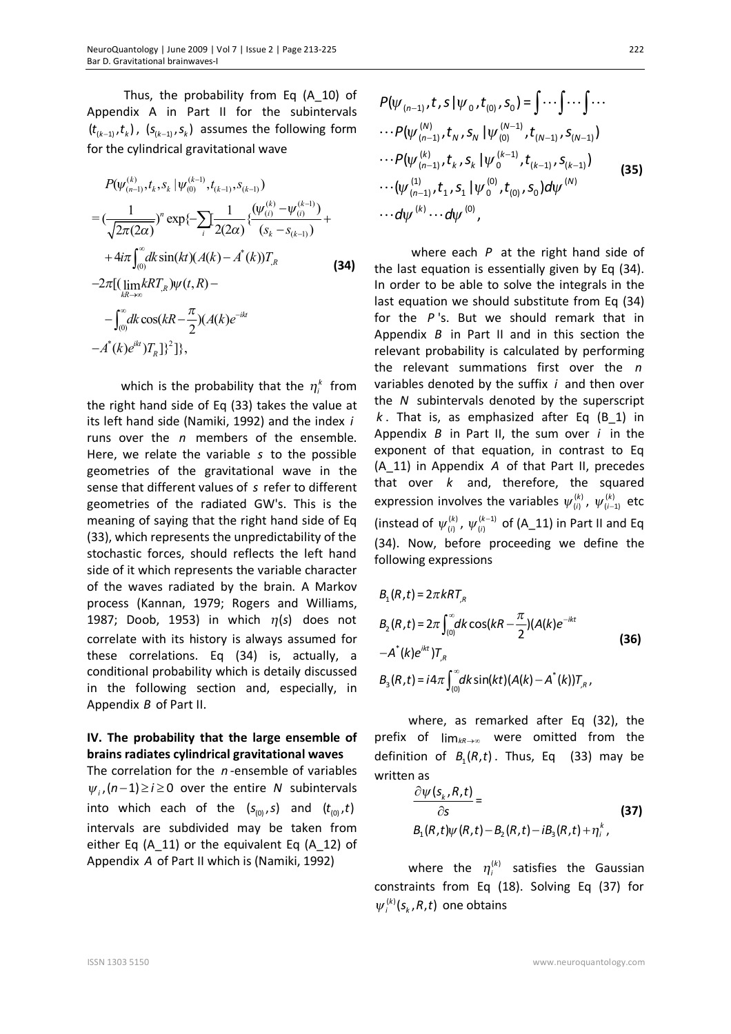Thus, the probability from Eq (A_10) of Appendix A in Part II for the subintervals $(t_{(k-1)}, t_k)$, $(s_{(k-1)}, s_k)$ assumes the following form for the cylindrical gravitational wave

$$
\begin{aligned}
& P(\psi^{(k)}_{(n-1)}, t_k, s_k \mid \psi^{(k-1)}_{(0)}, t_{(k-1)}, s_{(k-1)}) \\
& = (\frac{1}{\sqrt{2\pi(2\alpha)}})^n \exp\{-\sum_i [\frac{1}{2(2\alpha)} \{\frac{(\psi^{(k)}_{(i)} - \psi^{(k-1)}_{(i)})}{(s_k - s_{(k-1)})} + \\
& + 4i\pi \int_{(0)}^{\infty} dk \sin(kt)(A(k) - A^*(k)) T_{,R} \\
& -2\pi[(\lim_{kR\to\infty} kRT_{,R})\psi(t,R) - \\
& - \int_{(0)}^{\infty} dk \cos(kR - \frac{\pi}{2})(A(k)e^{-ikt} \\
& - A^*(k)e^{ikt})T_R]\}^2]\},
\end{aligned}
\tag{34}
$$

which is the probability that the $\eta_i^k$ from the right hand side of Eq (33) takes the value at its left hand side (Namiki, 1992) and the index $i$ runs over the $n$ members of the ensemble. Here, we relate the variable $s$ to the possible geometries of the gravitational wave in the sense that different values of $s$ refer to different geometries of the radiated GW's. This is the meaning of saying that the right hand side of Eq (33), which represents the unpredictability of the stochastic forces, should reflects the left hand side of it which represents the variable character of the waves radiated by the brain. A Markov process (Kannan, 1979; Rogers and Williams, 1987; Doob, 1953) in which $\eta(s)$ does not correlate with its history is always assumed for these correlations. Eq (34) is, actually, a conditional probability which is detaily discussed in the following section and, especially, in Appendix $B$ of Part II.

## IV. The probability that the large ensemble of brains radiates cylindrical gravitational waves

The correlation for the $n$-ensemble of variables $\psi_i, (n-1) \geq i \geq 0$ over the entire $N$ subintervals into which each of the $(s_{(0)}, s)$ and $(t_{(0)}, t)$ intervals are subdivided may be taken from either Eq (A_11) or the equivalent Eq (A_12) of Appendix $A$ of Part II which is (Namiki, 1992)

$$
\begin{aligned}
& P(\psi_{(n-1)}, t, s \mid \psi_0, t_{(0)}, s_0) = \int \cdots \int \cdots \int \cdots \\
& \cdots P(\psi^{(N)}_{(n-1)}, t_N, s_N \mid \psi^{(N-1)}_{(0)}, t_{(N-1)}, s_{(N-1)}) \\
& \cdots P(\psi^{(k)}_{(n-1)}, t_k, s_k \mid \psi^{(k-1)}_{0}, t_{(k-1)}, s_{(k-1)}) \\
& \cdots (\psi^{(1)}_{(n-1)}, t_1, s_1 \mid \psi^{(0)}_{0}, t_{(0)}, s_0) d\psi^{(N)} \\
& \cdots d\psi^{(k)} \cdots d\psi^{(0)},
\end{aligned}
\tag{35}
$$

where each $P$ at the right hand side of the last equation is essentially given by Eq (34). In order to be able to solve the integrals in the last equation we should substitute from Eq (34) for the $P$'s. But we should remark that in Appendix $B$ in Part II and in this section the relevant probability is calculated by performing the relevant summations first over the $n$ variables denoted by the suffix $i$ and then over the $N$ subintervals denoted by the superscript $k$. That is, as emphasized after Eq (B_1) in Appendix $B$ in Part II, the sum over $i$ in the exponent of that equation, in contrast to Eq (A_11) in Appendix $A$ of that Part II, precedes that over $k$ and, therefore, the squared expression involves the variables $\psi^{(k)}_{(i)}$, $\psi^{(k)}_{(i-1)}$ etc (instead of $\psi^{(k)}_{(i)}$, $\psi^{(k-1)}_{(i)}$ of (A_11) in Part II and Eq (34). Now, before proceeding we define the following expressions

$$
\begin{aligned}
& B_1(R,t) = 2\pi kRT_{,R} \\
& B_2(R,t) = 2\pi \int_{(0)}^{\infty} dk \cos(kR - \frac{\pi}{2})(A(k)e^{-ikt} \\
& - A^*(k)e^{ikt})T_{,R} \\
& B_3(R,t) = i4\pi \int_{(0)}^{\infty} dk \sin(kt)(A(k) - A^*(k))T_{,R},
\end{aligned}
\tag{36}
$$

where, as remarked after Eq (32), the prefix of $\lim_{kR\to\infty}$ were omitted from the definition of $B_1(R,t)$. Thus, Eq (33) may be written as

$$
\begin{aligned}
& \frac{\partial \psi(s_k, R, t)}{\partial s} = \\
& B_1(R,t)\psi(R,t) - B_2(R,t) - iB_3(R,t) + \eta_i^k,
\end{aligned}
\tag{37}
$$

where the $\eta_i^{(k)}$ satisfies the Gaussian constraints from Eq (18). Solving Eq (37) for $\psi_i^{(k)}(s_k, R, t)$ one obtains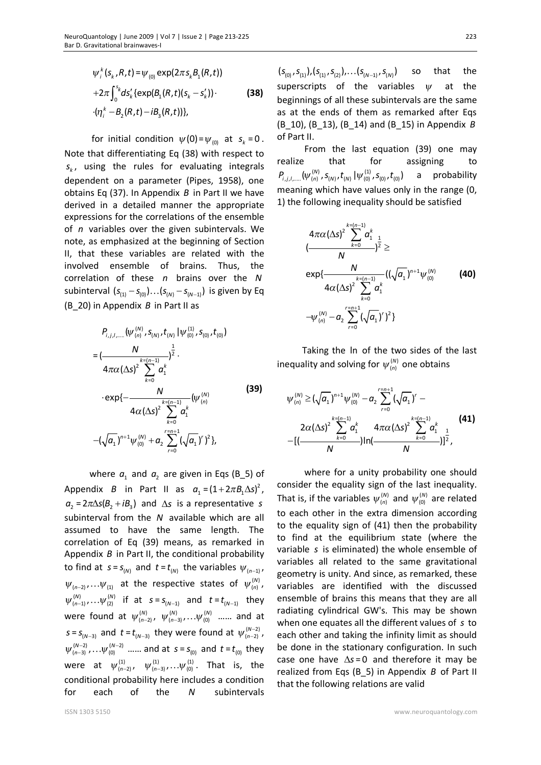$$\psi_i^k(s_k,R,t)=\psi_{(0)}\exp(2\pi s_k B_1(R,t))$$
$$+2\pi\int_0^{s_k} ds'_k\{\exp(B_1(R,t)(s_k-s'_k))\cdot$$
$$\cdot(\eta_i^k - B_2(R,t)-iB_3(R,t))\}, \qquad \textbf{(38)}$$

for initial condition $\psi(0)=\psi_{(0)}$ at $s_k=0$. Note that differentiating Eq (38) with respect to $s_k$, using the rules for evaluating integrals dependent on a parameter (Pipes, 1958), one obtains Eq (37). In Appendix *B* in Part II we have derived in a detailed manner the appropriate expressions for the correlations of the ensemble of *n* variables over the given subintervals. We note, as emphasized at the beginning of Section II, that these variables are related with the involved ensemble of brains. Thus, the correlation of these *n* brains over the *N* subinterval $(s_{(1)}-s_{(0)})\ldots(s_{(N)}-s_{(N-1)})$ is given by Eq (B_20) in Appendix *B* in Part II as

$$P_{i,j,l,\ldots}(\psi_{(n)}^{(N)},s_{(N)},t_{(N)}\,|\,\psi_{(0)}^{(1)},s_{(0)},t_{(0)})$$
$$=\left(\frac{N}{4\pi\alpha(\Delta s)^2\sum_{k=0}^{k=(n-1)}a_1^k}\right)^{\frac{1}{2}}\cdot$$
$$\cdot\exp\{-\frac{N}{4\alpha(\Delta s)^2\sum_{k=0}^{k=(n-1)}a_1^k}(\psi_{(n)}^{(N)}$$
$$-(\sqrt{a_1})^{n+1}\psi_{(0)}^{(N)}+a_2\sum_{r=0}^{r=n+1}(\sqrt{a_1})^r)^2\}, \qquad \textbf{(39)}$$

where $a_1$ and $a_2$ are given in Eqs (B_5) of Appendix *B* in Part II as $a_1=(1+2\pi B_1\Delta s)^2$, $a_2=2\pi\Delta s(B_2+iB_3)$ and $\Delta s$ is a representative *s* subinterval from the *N* available which are all assumed to have the same length. The correlation of Eq (39) means, as remarked in Appendix *B* in Part II, the conditional probability to find at $s=s_{(N)}$ and $t=t_{(N)}$ the variables $\psi_{(n-1)}$, $\psi_{(n-2)},\ldots\psi_{(1)}$ at the respective states of $\psi_{(n)}^{(N)}$, $\psi_{(n-1)}^{(N)},\ldots\psi_{(2)}^{(N)}$ if at $s=s_{(N-1)}$ and $t=t_{(N-1)}$ they were found at $\psi_{(n-2)}^{(N)}$, $\psi_{(n-3)}^{(N)},\ldots\psi_{(0)}^{(N)}$ …… and at $s=s_{(N-3)}$ and $t=t_{(N-3)}$ they were found at $\psi_{(n-2)}^{(N-2)}$, $\psi_{(n-3)}^{(N-2)},\ldots\psi_{(0)}^{(N-2)}$ …… and at $s=s_{(0)}$ and $t=t_{(0)}$ they were at $\psi_{(n-2)}^{(1)}$, $\psi_{(n-3)}^{(1)},\ldots\psi_{(0)}^{(1)}$. That is, the conditional probability here includes a condition for each of the *N* subintervals $(s_{(0)},s_{(1)}),(s_{(1)},s_{(2)}),\ldots(s_{(N-1)},s_{(N)})$ so that the superscripts of the variables $\psi$ at the beginnings of all these subintervals are the same as at the ends of them as remarked after Eqs (B_10), (B_13), (B_14) and (B_15) in Appendix *B* of Part II.

From the last equation (39) one may realize that for assigning to $P_{i,j,l,\ldots}(\psi_{(n)}^{(N)},s_{(N)},t_{(N)}\,|\,\psi_{(0)}^{(1)},s_{(0)},t_{(0)})$ a probability meaning which have values only in the range (0, 1) the following inequality should be satisfied

$$\left(\frac{4\pi\alpha(\Delta s)^2\sum_{k=0}^{k=(n-1)}a_1^k}{N}\right)^{\frac{1}{2}}\geq$$
$$\exp\{\frac{N}{4\alpha(\Delta s)^2\sum_{k=0}^{k=(n-1)}a_1^k}((\sqrt{a_1})^{n+1}\psi_{(0)}^{(N)} \qquad \textbf{(40)}$$
$$-\psi_{(n)}^{(N)}-a_2\sum_{r=0}^{r=n+1}(\sqrt{a_1})^r)^2\}$$

Taking the ln of the two sides of the last inequality and solving for $\psi_{(n)}^{(N)}$ one obtains

$$\psi_{(n)}^{(N)}\geq(\sqrt{a_1})^{n+1}\psi_{(0)}^{(N)}-a_2\sum_{r=0}^{r=n+1}(\sqrt{a_1})^r-$$
$$-[(\frac{2\alpha(\Delta s)^2\sum_{k=0}^{k=(n-1)}a_1^k}{N})\ln(\frac{4\pi\alpha(\Delta s)^2\sum_{k=0}^{k=(n-1)}a_1^k}{N})]^{\frac{1}{2}}, \qquad \textbf{(41)}$$

where for a unity probability one should consider the equality sign of the last inequality. That is, if the variables $\psi_{(n)}^{(N)}$ and $\psi_{(0)}^{(N)}$ are related to each other in the extra dimension according to the equality sign of (41) then the probability to find at the equilibrium state (where the variable *s* is eliminated) the whole ensemble of variables all related to the same gravitational geometry is unity. And since, as remarked, these variables are identified with the discussed ensemble of brains this means that they are all radiating cylindrical GW's. This may be shown when one equates all the different values of *s* to each other and taking the infinity limit as should be done in the stationary configuration. In such case one have $\Delta s=0$ and therefore it may be realized from Eqs (B_5) in Appendix *B* of Part II that the following relations are valid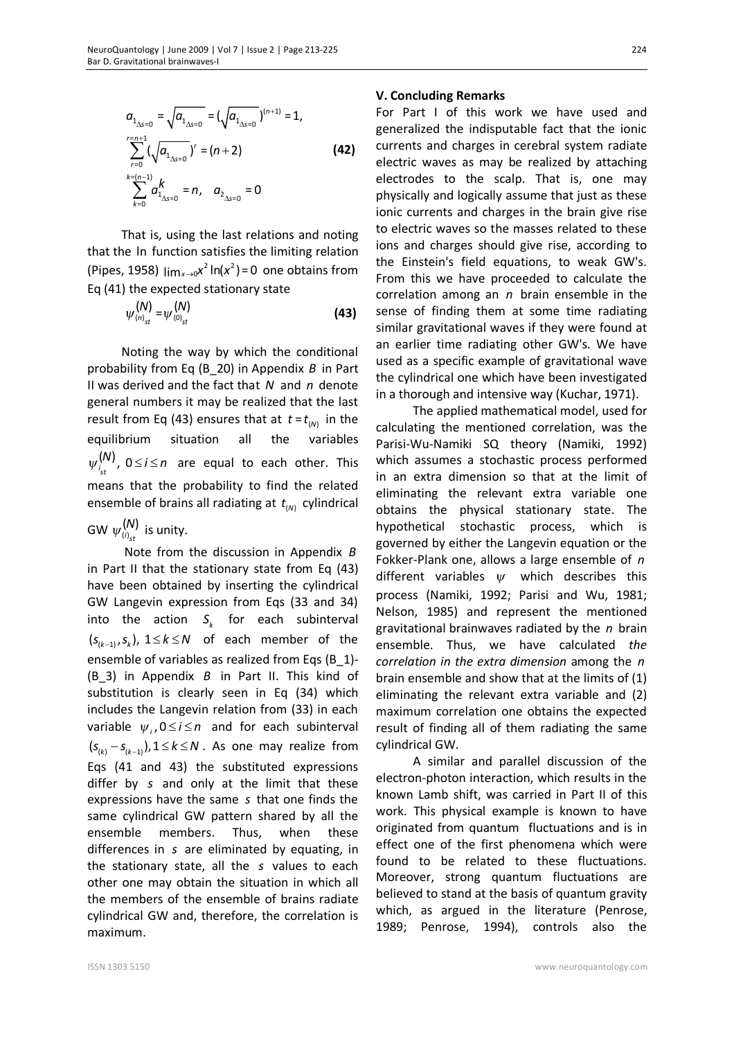$$a_{1_{\Delta s=0}} = \sqrt{a_{1_{\Delta s=0}}} = (\sqrt{a_{1_{\Delta s=0}}})^{(n+1)} = 1,$$

$$\sum_{r=0}^{r=n+1} (\sqrt{a_{1_{\Delta s=0}}})^{r} = (n+2) \qquad \textbf{(42)}$$

$$\sum_{k=0}^{k=(n-1)} a_{1_{\Delta s=0}}^{k} = n, \quad a_{2_{\Delta s=0}} = 0$$

That is, using the last relations and noting that the ln function satisfies the limiting relation (Pipes, 1958) $\lim_{x \to 0} x^2 \ln(x^2) = 0$ one obtains from Eq (41) the expected stationary state

$$\psi_{(n)_{st}}^{(N)} = \psi_{(0)_{st}}^{(N)} \qquad \textbf{(43)}$$

Noting the way by which the conditional probability from Eq (B_20) in Appendix *B* in Part II was derived and the fact that *N* and *n* denote general numbers it may be realized that the last result from Eq (43) ensures that at $t = t_{(N)}$ in the equilibrium situation all the variables $\psi_{i_{st}}^{(N)}$, $0 \le i \le n$ are equal to each other. This means that the probability to find the related ensemble of brains all radiating at $t_{(N)}$ cylindrical GW $\psi_{(i)_{st}}^{(N)}$ is unity.

Note from the discussion in Appendix *B* in Part II that the stationary state from Eq (43) have been obtained by inserting the cylindrical GW Langevin expression from Eqs (33 and 34) into the action $S_k$ for each subinterval $(s_{(k-1)}, s_k)$, $1 \le k \le N$ of each member of the ensemble of variables as realized from Eqs (B_1)-(B_3) in Appendix *B* in Part II. This kind of substitution is clearly seen in Eq (34) which includes the Langevin relation from (33) in each variable $\psi_i, 0 \le i \le n$ and for each subinterval $(s_{(k)} - s_{(k-1)}), 1 \le k \le N$. As one may realize from Eqs (41 and 43) the substituted expressions differ by *s* and only at the limit that these expressions have the same *s* that one finds the same cylindrical GW pattern shared by all the ensemble members. Thus, when these differences in *s* are eliminated by equating, in the stationary state, all the *s* values to each other one may obtain the situation in which all the members of the ensemble of brains radiate cylindrical GW and, therefore, the correlation is maximum.

## V. Concluding Remarks

For Part I of this work we have used and generalized the indisputable fact that the ionic currents and charges in cerebral system radiate electric waves as may be realized by attaching electrodes to the scalp. That is, one may physically and logically assume that just as these ionic currents and charges in the brain give rise to electric waves so the masses related to these ions and charges should give rise, according to the Einstein's field equations, to weak GW's. From this we have proceeded to calculate the correlation among an *n* brain ensemble in the sense of finding them at some time radiating similar gravitational waves if they were found at an earlier time radiating other GW's. We have used as a specific example of gravitational wave the cylindrical one which have been investigated in a thorough and intensive way (Kuchar, 1971).

The applied mathematical model, used for calculating the mentioned correlation, was the Parisi-Wu-Namiki SQ theory (Namiki, 1992) which assumes a stochastic process performed in an extra dimension so that at the limit of eliminating the relevant extra variable one obtains the physical stationary state. The hypothetical stochastic process, which is governed by either the Langevin equation or the Fokker-Plank one, allows a large ensemble of *n* different variables $\psi$ which describes this process (Namiki, 1992; Parisi and Wu, 1981; Nelson, 1985) and represent the mentioned gravitational brainwaves radiated by the *n* brain ensemble. Thus, we have calculated *the correlation in the extra dimension* among the *n* brain ensemble and show that at the limits of (1) eliminating the relevant extra variable and (2) maximum correlation one obtains the expected result of finding all of them radiating the same cylindrical GW.

A similar and parallel discussion of the electron-photon interaction, which results in the known Lamb shift, was carried in Part II of this work. This physical example is known to have originated from quantum fluctuations and is in effect one of the first phenomena which were found to be related to these fluctuations. Moreover, strong quantum fluctuations are believed to stand at the basis of quantum gravity which, as argued in the literature (Penrose, 1989; Penrose, 1994), controls also the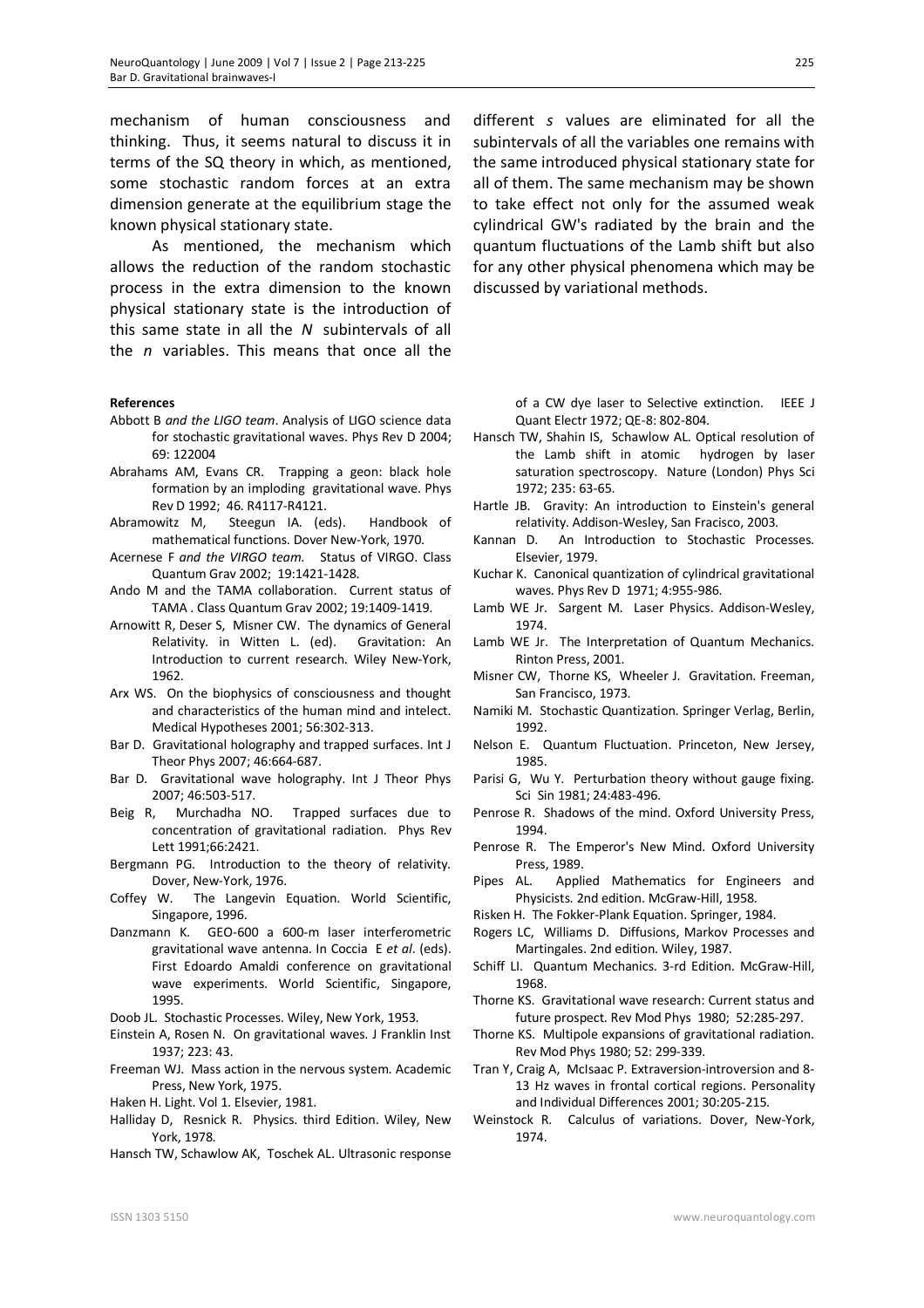mechanism of human consciousness and thinking. Thus, it seems natural to discuss it in terms of the SQ theory in which, as mentioned, some stochastic random forces at an extra dimension generate at the equilibrium stage the known physical stationary state.

As mentioned, the mechanism which allows the reduction of the random stochastic process in the extra dimension to the known physical stationary state is the introduction of this same state in all the $N$ subintervals of all the $n$ variables. This means that once all the different $s$ values are eliminated for all the subintervals of all the variables one remains with the same introduced physical stationary state for all of them. The same mechanism may be shown to take effect not only for the assumed weak cylindrical GW's radiated by the brain and the quantum fluctuations of the Lamb shift but also for any other physical phenomena which may be discussed by variational methods.

**References**

Abbott B *and the LIGO team*. Analysis of LIGO science data for stochastic gravitational waves. Phys Rev D 2004; 69: 122004

Abrahams AM, Evans CR. Trapping a geon: black hole formation by an imploding gravitational wave. Phys Rev D 1992; 46. R4117-R4121.

Abramowitz M, Steegun IA. (eds). Handbook of mathematical functions. Dover New-York, 1970.

Acernese F *and the VIRGO team*. Status of VIRGO. Class Quantum Grav 2002; 19:1421-1428.

Ando M and the TAMA collaboration. Current status of TAMA . Class Quantum Grav 2002; 19:1409-1419.

Arnowitt R, Deser S, Misner CW. The dynamics of General Relativity. in Witten L. (ed). Gravitation: An Introduction to current research. Wiley New-York, 1962.

Arx WS. On the biophysics of consciousness and thought and characteristics of the human mind and intelect. Medical Hypotheses 2001; 56:302-313.

Bar D. Gravitational holography and trapped surfaces. Int J Theor Phys 2007; 46:664-687.

Bar D. Gravitational wave holography. Int J Theor Phys 2007; 46:503-517.

Beig R, Murchadha NO. Trapped surfaces due to concentration of gravitational radiation. Phys Rev Lett 1991;66:2421.

Bergmann PG. Introduction to the theory of relativity. Dover, New-York, 1976.

Coffey W. The Langevin Equation. World Scientific, Singapore, 1996.

Danzmann K. GEO-600 a 600-m laser interferometric gravitational wave antenna. In Coccia E *et al*. (eds). First Edoardo Amaldi conference on gravitational wave experiments. World Scientific, Singapore, 1995.

Doob JL. Stochastic Processes. Wiley, New York, 1953.

Einstein A, Rosen N. On gravitational waves. J Franklin Inst 1937; 223: 43.

Freeman WJ. Mass action in the nervous system. Academic Press, New York, 1975.

Haken H. Light. Vol 1. Elsevier, 1981.

Halliday D, Resnick R. Physics. third Edition. Wiley, New York, 1978.

Hansch TW, Schawlow AK, Toschek AL. Ultrasonic response of a CW dye laser to Selective extinction. IEEE J Quant Electr 1972; QE-8: 802-804.

Hansch TW, Shahin IS, Schawlow AL. Optical resolution of the Lamb shift in atomic hydrogen by laser saturation spectroscopy. Nature (London) Phys Sci 1972; 235: 63-65.

Hartle JB. Gravity: An introduction to Einstein's general relativity. Addison-Wesley, San Fracisco, 2003.

Kannan D. An Introduction to Stochastic Processes. Elsevier, 1979.

Kuchar K. Canonical quantization of cylindrical gravitational waves. Phys Rev D 1971; 4:955-986.

Lamb WE Jr. Sargent M. Laser Physics. Addison-Wesley, 1974.

Lamb WE Jr. The Interpretation of Quantum Mechanics. Rinton Press, 2001.

Misner CW, Thorne KS, Wheeler J. Gravitation. Freeman, San Francisco, 1973.

Namiki M. Stochastic Quantization. Springer Verlag, Berlin, 1992.

Nelson E. Quantum Fluctuation. Princeton, New Jersey, 1985.

Parisi G, Wu Y. Perturbation theory without gauge fixing. Sci Sin 1981; 24:483-496.

Penrose R. Shadows of the mind. Oxford University Press, 1994.

Penrose R. The Emperor's New Mind. Oxford University Press, 1989.

Pipes AL. Applied Mathematics for Engineers and Physicists. 2nd edition. McGraw-Hill, 1958.

Risken H. The Fokker-Plank Equation. Springer, 1984.

Rogers LC, Williams D. Diffusions, Markov Processes and Martingales. 2nd edition. Wiley, 1987.

Schiff LI. Quantum Mechanics. 3-rd Edition. McGraw-Hill, 1968.

Thorne KS. Gravitational wave research: Current status and future prospect. Rev Mod Phys 1980; 52:285-297.

Thorne KS. Multipole expansions of gravitational radiation. Rev Mod Phys 1980; 52: 299-339.

Tran Y, Craig A, McIsaac P. Extraversion-introversion and 8-13 Hz waves in frontal cortical regions. Personality and Individual Differences 2001; 30:205-215.

Weinstock R. Calculus of variations. Dover, New-York, 1974.